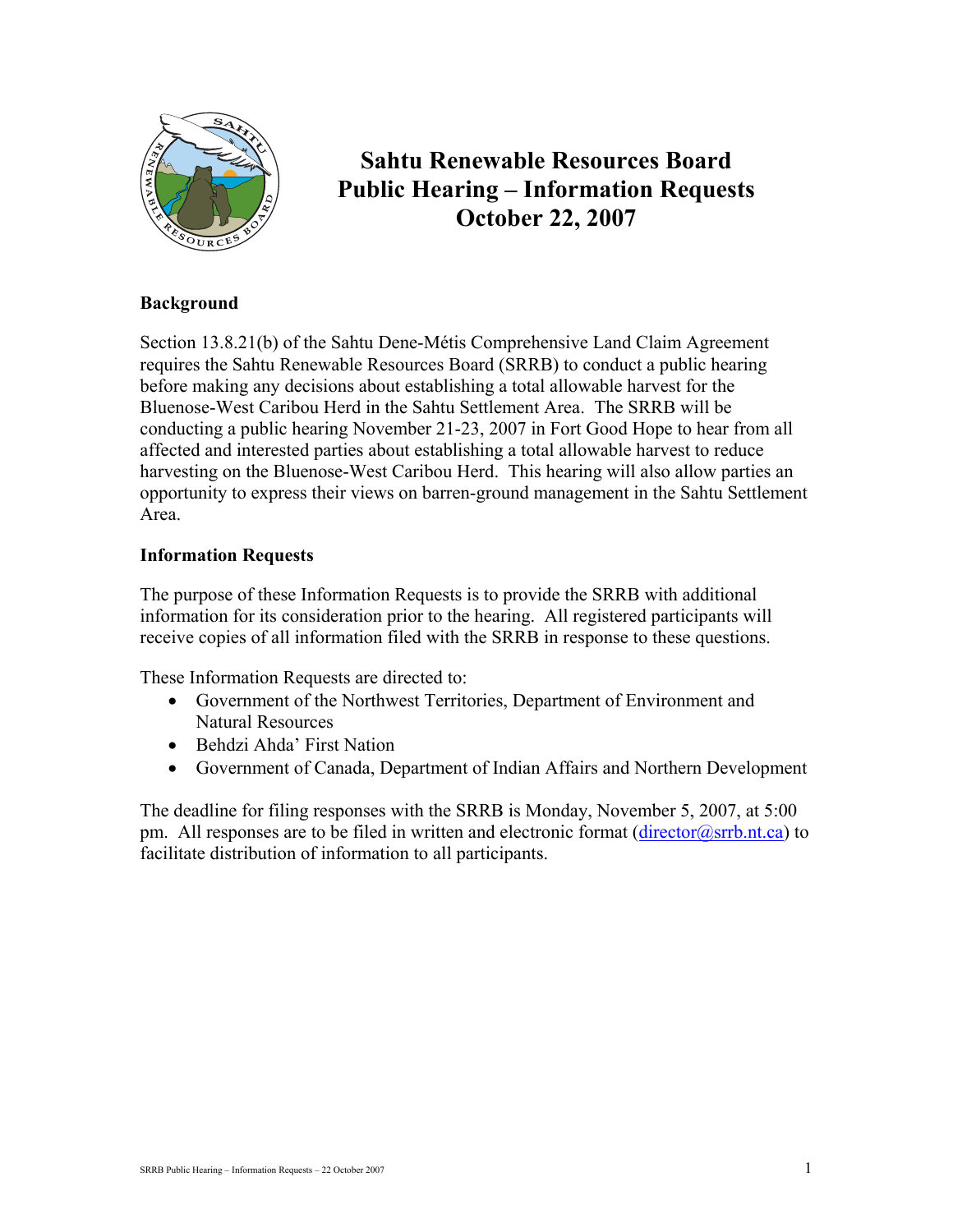# Sahtu Renewable Resources Board Public Hearing – Information Requests October 22, 2007

## Background

Section 13.8.21(b) of the Sahtu Dene-Métis Comprehensive Land Claim Agreement requires the Sahtu Renewable Resources Board (SRRB) to conduct a public hearing before making any decisions about establishing a total allowable harvest for the Bluenose-West Caribou Herd in the Sahtu Settlement Area. The SRRB will be conducting a public hearing November 21-23, 2007 in Fort Good Hope to hear from all affected and interested parties about establishing a total allowable harvest to reduce harvesting on the Bluenose-West Caribou Herd. This hearing will also allow parties an opportunity to express their views on barren-ground management in the Sahtu Settlement Area.

## Information Requests

The purpose of these Information Requests is to provide the SRRB with additional information for its consideration prior to the hearing. All registered participants will receive copies of all information filed with the SRRB in response to these questions.

These Information Requests are directed to:

- Government of the Northwest Territories, Department of Environment and Natural Resources
- Behdzi Ahda' First Nation
- Government of Canada, Department of Indian Affairs and Northern Development

The deadline for filing responses with the SRRB is Monday, November 5, 2007, at 5:00 pm. All responses are to be filed in written and electronic format (director@srrb.nt.ca) to facilitate distribution of information to all participants.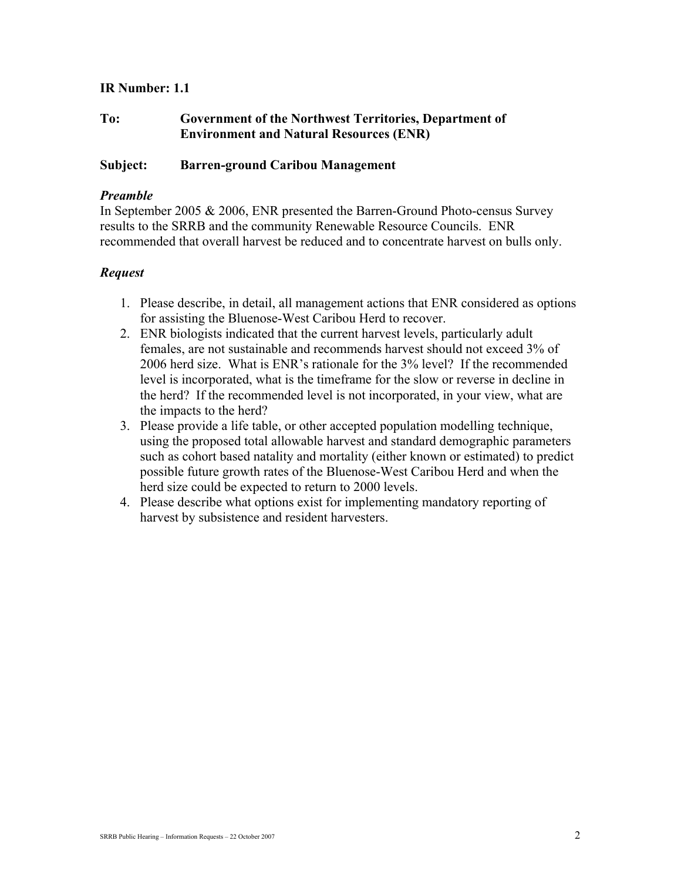**IR Number: 1.1**

**To:** **Government of the Northwest Territories, Department of Environment and Natural Resources (ENR)**

**Subject:** **Barren-ground Caribou Management**

***Preamble***

In September 2005 & 2006, ENR presented the Barren-Ground Photo-census Survey results to the SRRB and the community Renewable Resource Councils. ENR recommended that overall harvest be reduced and to concentrate harvest on bulls only.

***Request***

1. Please describe, in detail, all management actions that ENR considered as options for assisting the Bluenose-West Caribou Herd to recover.
2. ENR biologists indicated that the current harvest levels, particularly adult females, are not sustainable and recommends harvest should not exceed 3% of 2006 herd size. What is ENR's rationale for the 3% level? If the recommended level is incorporated, what is the timeframe for the slow or reverse in decline in the herd? If the recommended level is not incorporated, in your view, what are the impacts to the herd?
3. Please provide a life table, or other accepted population modelling technique, using the proposed total allowable harvest and standard demographic parameters such as cohort based natality and mortality (either known or estimated) to predict possible future growth rates of the Bluenose-West Caribou Herd and when the herd size could be expected to return to 2000 levels.
4. Please describe what options exist for implementing mandatory reporting of harvest by subsistence and resident harvesters.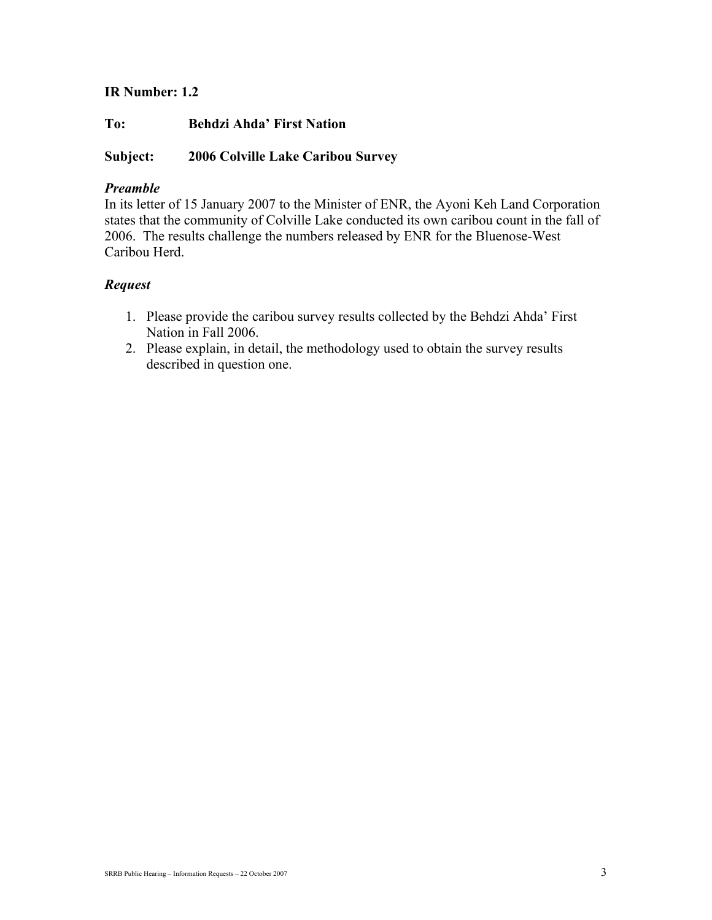**IR Number: 1.2**

**To:** **Behdzi Ahda' First Nation**

**Subject:** **2006 Colville Lake Caribou Survey**

***Preamble***

In its letter of 15 January 2007 to the Minister of ENR, the Ayoni Keh Land Corporation states that the community of Colville Lake conducted its own caribou count in the fall of 2006. The results challenge the numbers released by ENR for the Bluenose-West Caribou Herd.

***Request***

1. Please provide the caribou survey results collected by the Behdzi Ahda' First Nation in Fall 2006.
2. Please explain, in detail, the methodology used to obtain the survey results described in question one.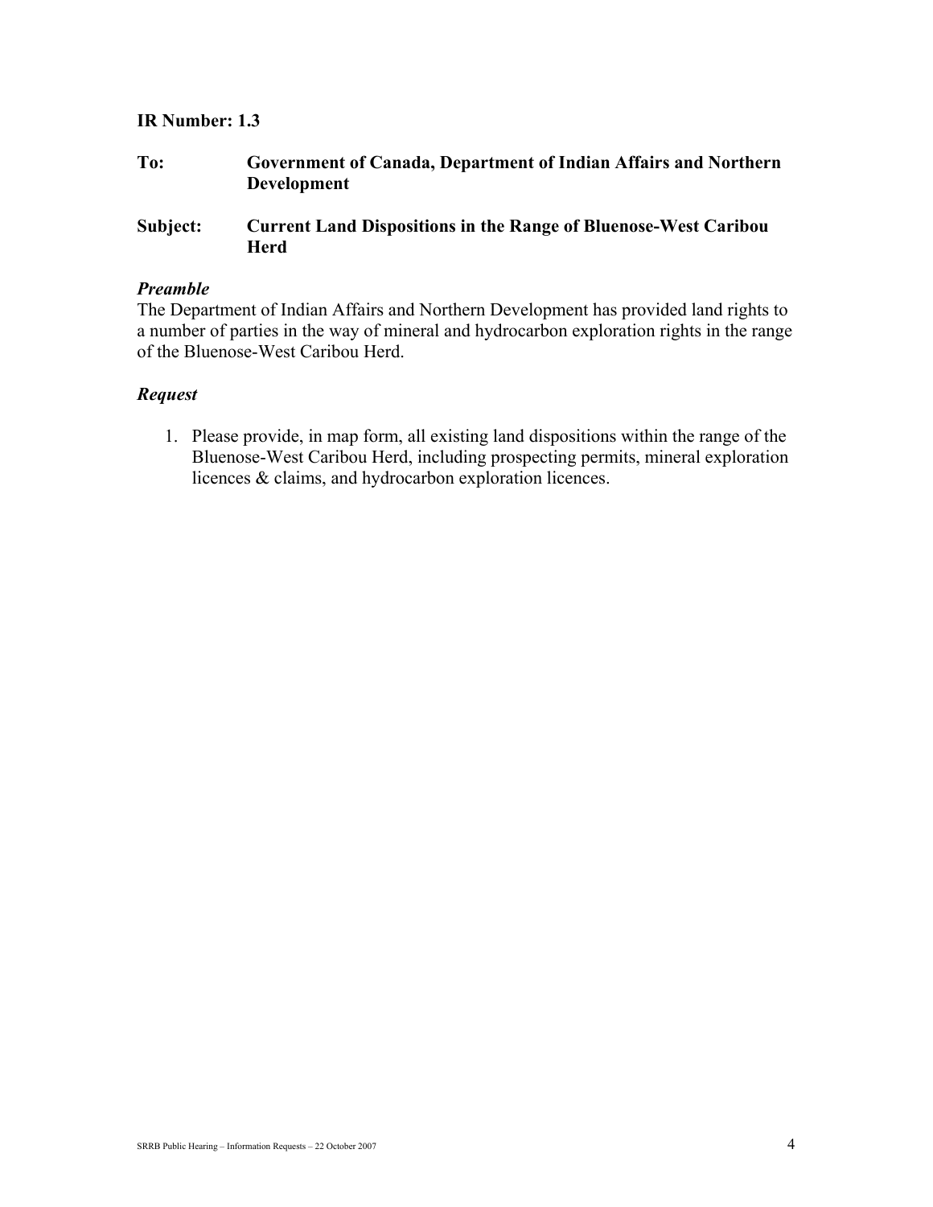**IR Number: 1.3**

**To:** **Government of Canada, Department of Indian Affairs and Northern Development**

**Subject:** **Current Land Dispositions in the Range of Bluenose-West Caribou Herd**

***Preamble***

The Department of Indian Affairs and Northern Development has provided land rights to a number of parties in the way of mineral and hydrocarbon exploration rights in the range of the Bluenose-West Caribou Herd.

***Request***

1. Please provide, in map form, all existing land dispositions within the range of the Bluenose-West Caribou Herd, including prospecting permits, mineral exploration licences & claims, and hydrocarbon exploration licences.